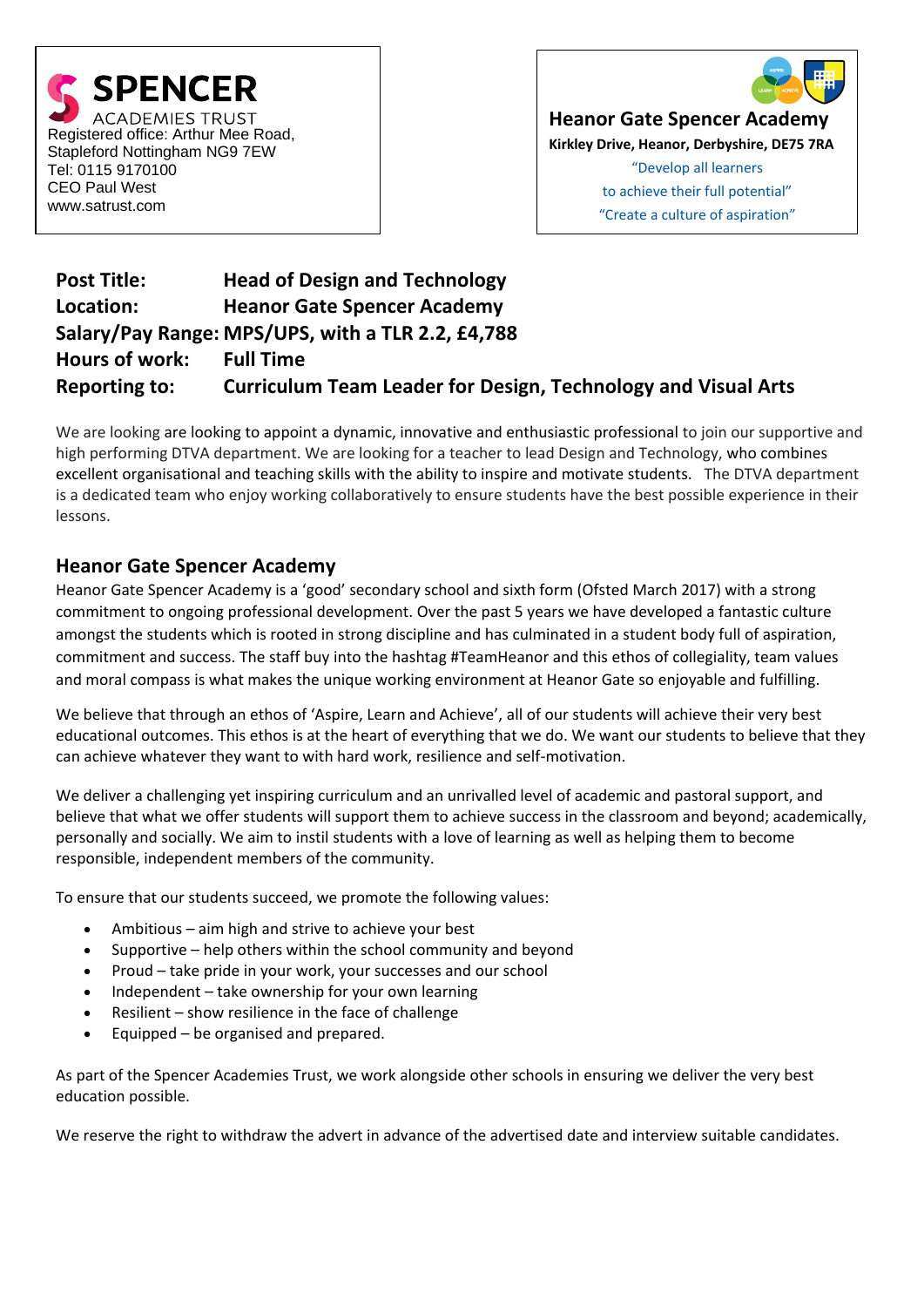**SPENCER**
ACADEMIES TRUST
Registered office: Arthur Mee Road,
Stapleford Nottingham NG9 7EW
Tel: 0115 9170100
CEO Paul West
www.satrust.com

**Heanor Gate Spencer Academy**
**Kirkley Drive, Heanor, Derbyshire, DE75 7RA**
"Develop all learners
to achieve their full potential"
"Create a culture of aspiration"

**Post Title:** **Head of Design and Technology**
**Location:** **Heanor Gate Spencer Academy**
**Salary/Pay Range:** **MPS/UPS, with a TLR 2.2, £4,788**
**Hours of work:** **Full Time**
**Reporting to:** **Curriculum Team Leader for Design, Technology and Visual Arts**

We are looking are looking to appoint a dynamic, innovative and enthusiastic professional to join our supportive and high performing DTVA department. We are looking for a teacher to lead Design and Technology, who combines excellent organisational and teaching skills with the ability to inspire and motivate students. The DTVA department is a dedicated team who enjoy working collaboratively to ensure students have the best possible experience in their lessons.

## Heanor Gate Spencer Academy

Heanor Gate Spencer Academy is a 'good' secondary school and sixth form (Ofsted March 2017) with a strong commitment to ongoing professional development. Over the past 5 years we have developed a fantastic culture amongst the students which is rooted in strong discipline and has culminated in a student body full of aspiration, commitment and success. The staff buy into the hashtag #TeamHeanor and this ethos of collegiality, team values and moral compass is what makes the unique working environment at Heanor Gate so enjoyable and fulfilling.

We believe that through an ethos of 'Aspire, Learn and Achieve', all of our students will achieve their very best educational outcomes. This ethos is at the heart of everything that we do. We want our students to believe that they can achieve whatever they want to with hard work, resilience and self-motivation.

We deliver a challenging yet inspiring curriculum and an unrivalled level of academic and pastoral support, and believe that what we offer students will support them to achieve success in the classroom and beyond; academically, personally and socially. We aim to instil students with a love of learning as well as helping them to become responsible, independent members of the community.

To ensure that our students succeed, we promote the following values:

- Ambitious – aim high and strive to achieve your best
- Supportive – help others within the school community and beyond
- Proud – take pride in your work, your successes and our school
- Independent – take ownership for your own learning
- Resilient – show resilience in the face of challenge
- Equipped – be organised and prepared.

As part of the Spencer Academies Trust, we work alongside other schools in ensuring we deliver the very best education possible.

We reserve the right to withdraw the advert in advance of the advertised date and interview suitable candidates.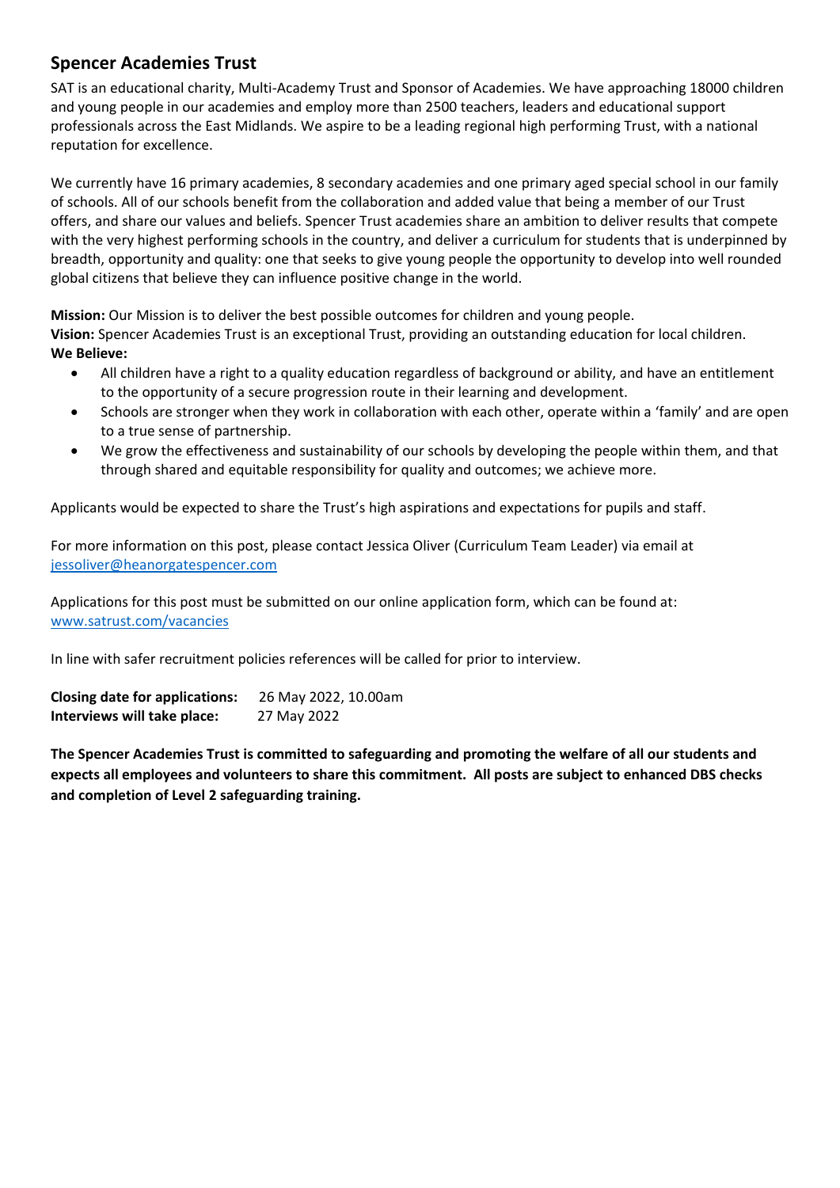## Spencer Academies Trust

SAT is an educational charity, Multi-Academy Trust and Sponsor of Academies. We have approaching 18000 children and young people in our academies and employ more than 2500 teachers, leaders and educational support professionals across the East Midlands. We aspire to be a leading regional high performing Trust, with a national reputation for excellence.

We currently have 16 primary academies, 8 secondary academies and one primary aged special school in our family of schools. All of our schools benefit from the collaboration and added value that being a member of our Trust offers, and share our values and beliefs. Spencer Trust academies share an ambition to deliver results that compete with the very highest performing schools in the country, and deliver a curriculum for students that is underpinned by breadth, opportunity and quality: one that seeks to give young people the opportunity to develop into well rounded global citizens that believe they can influence positive change in the world.

**Mission:** Our Mission is to deliver the best possible outcomes for children and young people.
**Vision:** Spencer Academies Trust is an exceptional Trust, providing an outstanding education for local children.
**We Believe:**

- All children have a right to a quality education regardless of background or ability, and have an entitlement to the opportunity of a secure progression route in their learning and development.
- Schools are stronger when they work in collaboration with each other, operate within a 'family' and are open to a true sense of partnership.
- We grow the effectiveness and sustainability of our schools by developing the people within them, and that through shared and equitable responsibility for quality and outcomes; we achieve more.

Applicants would be expected to share the Trust's high aspirations and expectations for pupils and staff.

For more information on this post, please contact Jessica Oliver (Curriculum Team Leader) via email at jessoliver@heanorgatespencer.com

Applications for this post must be submitted on our online application form, which can be found at: www.satrust.com/vacancies

In line with safer recruitment policies references will be called for prior to interview.

**Closing date for applications:** 26 May 2022, 10.00am
**Interviews will take place:** 27 May 2022

**The Spencer Academies Trust is committed to safeguarding and promoting the welfare of all our students and expects all employees and volunteers to share this commitment. All posts are subject to enhanced DBS checks and completion of Level 2 safeguarding training.**